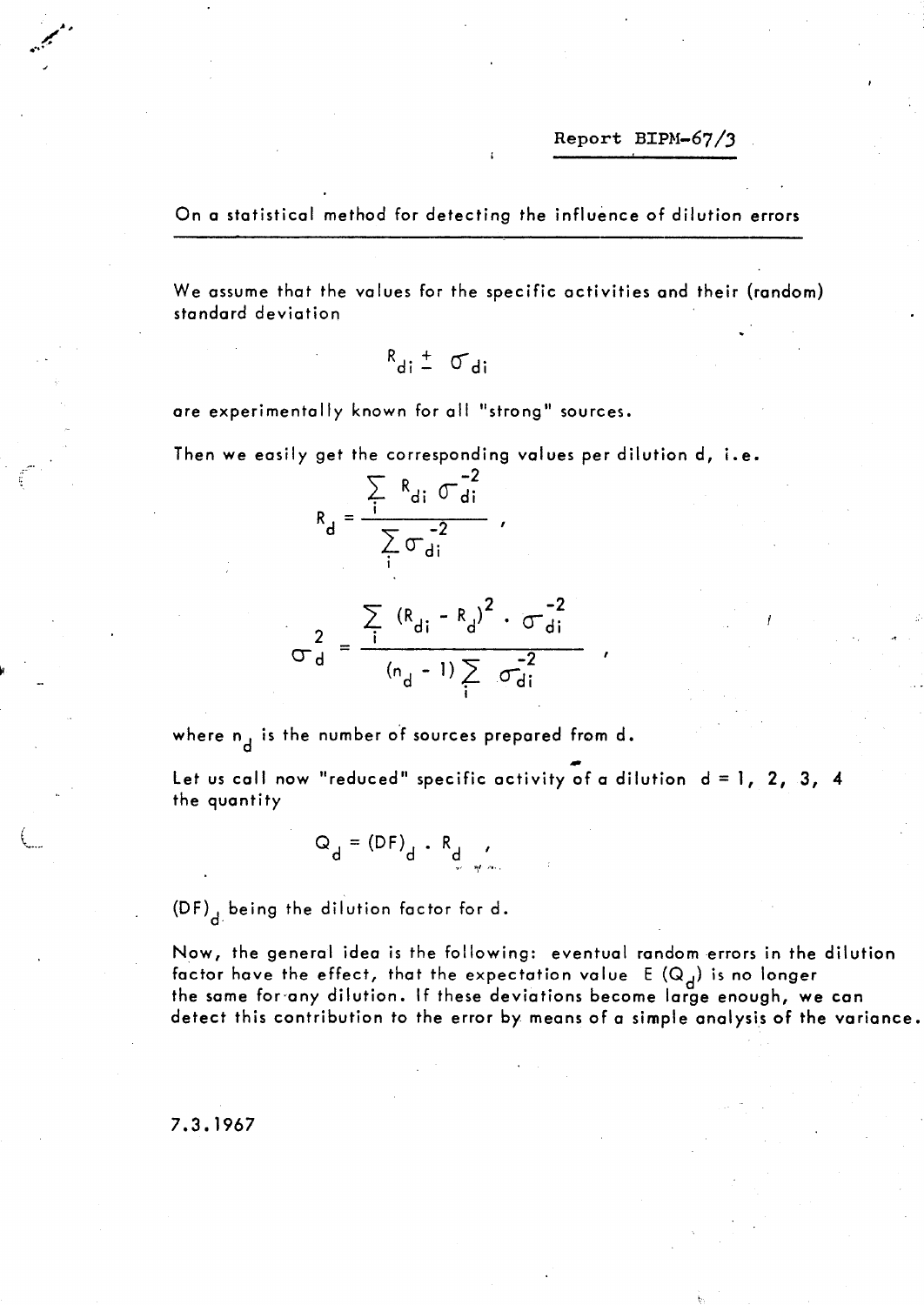Report BIPM-67/3

## On a statistical method for detecting the influence of dilution errors

We assume that the values for the specific activities and their (random) standard deviation

$$R_{di} \pm \sigma_{di}$$

are experimentally known for all "strong" sources.

Then we easily get the corresponding values per dilution d, i.e.

$$R_d = \frac{\sum_i R_{di} \, \sigma_{di}^{-2}}{\sum_i \sigma_{di}^{-2}} ,$$

$$\sigma_d^2 = \frac{\sum_i (R_{di} - R_d)^2 \cdot \sigma_{di}^{-2}}{(n_d - 1) \sum_i \sigma_{di}^{-2}} ,$$

where $n_d$ is the number of sources prepared from d.

Let us call now "reduced" specific activity of a dilution $d = 1, 2, 3, 4$ the quantity

$$Q_d = (DF)_d \cdot R_d ,$$

$(DF)_d$ being the dilution factor for d.

Now, the general idea is the following: eventual random errors in the dilution factor have the effect, that the expectation value $E(Q_d)$ is no longer the same for any dilution. If these deviations become large enough, we can detect this contribution to the error by means of a simple analysis of the variance.

7.3.1967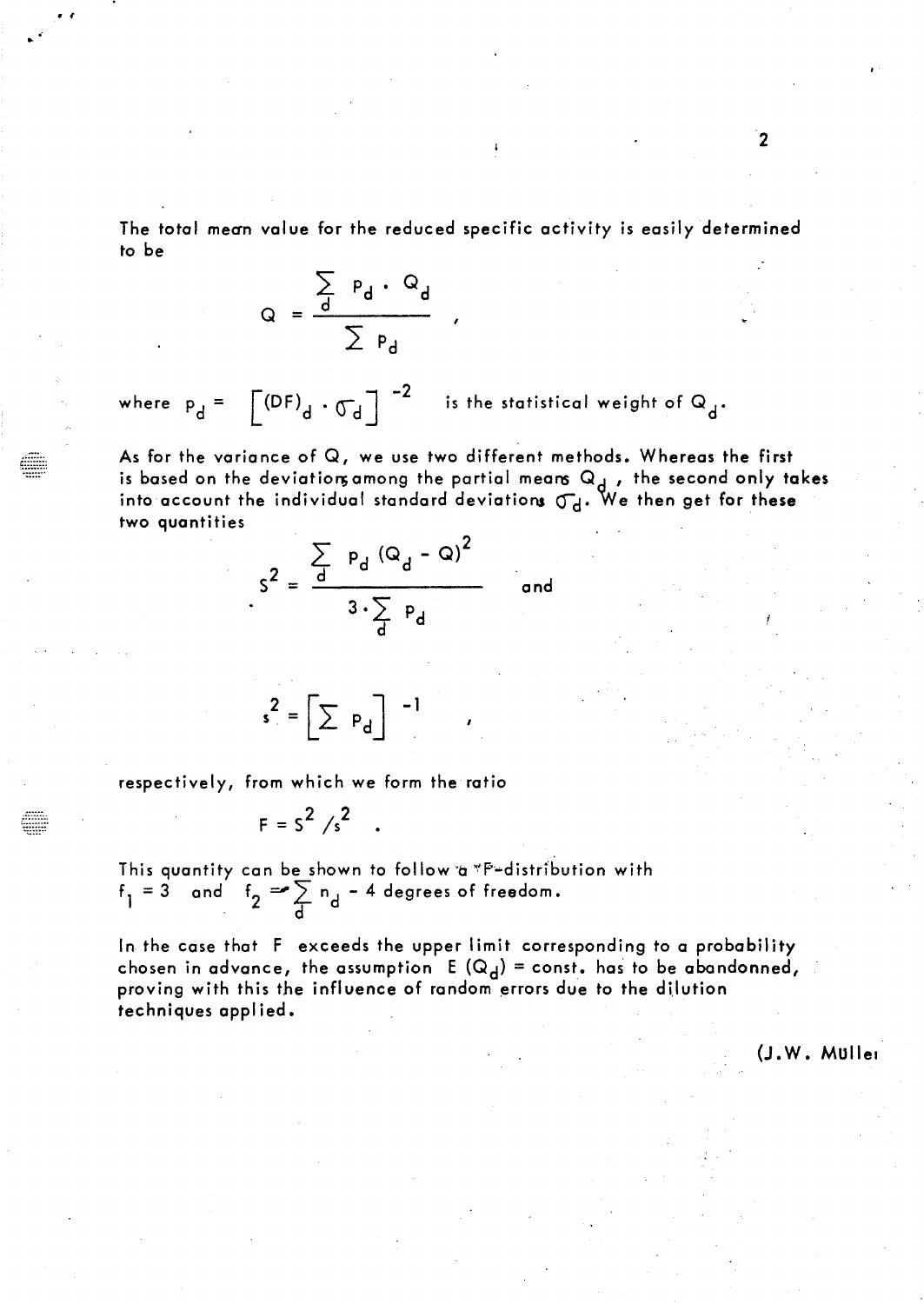The total mean value for the reduced specific activity is easily determined to be

$$Q = \frac{\sum_d p_d \cdot Q_d}{\sum p_d} ,$$

where $p_d = \left[ (DF)_d \cdot \sigma_d \right]^{-2}$ is the statistical weight of $Q_d$.

As for the variance of $Q$, we use two different methods. Whereas the first is based on the deviations among the partial means $Q_d$, the second only takes into account the individual standard deviations $\sigma_d$. We then get for these two quantities

$$S^2 = \frac{\sum_d p_d (Q_d - Q)^2}{3 \cdot \sum_d p_d} \quad \text{and}$$

$$s^2 = \left[ \sum p_d \right]^{-1} ,$$

respectively, from which we form the ratio

$$F = S^2 / s^2 .$$

This quantity can be shown to follow a F-distribution with $f_1 = 3$ and $f_2 = \sum_d n_d - 4$ degrees of freedom.

In the case that $F$ exceeds the upper limit corresponding to a probability chosen in advance, the assumption $E(Q_d) = \text{const.}$ has to be abandonned, proving with this the influence of random errors due to the dilution techniques applied.

(J.W. Müller)